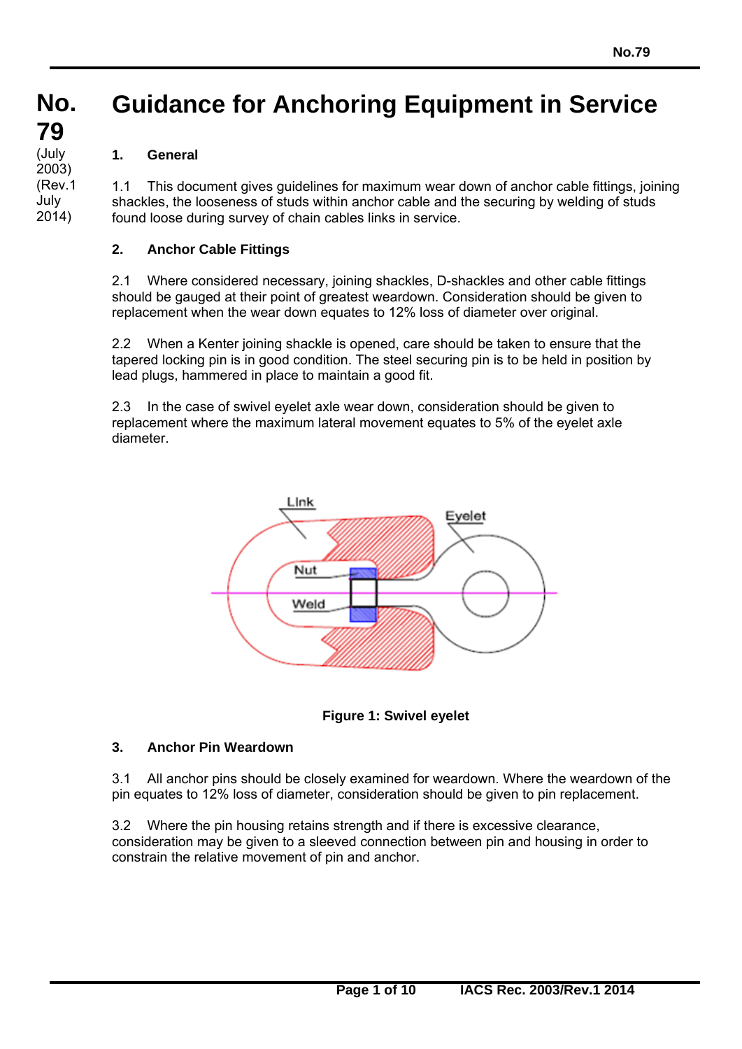# No. 79

(July 2003)
(Rev.1 July 2014)

# Guidance for Anchoring Equipment in Service

## 1. General

1.1 This document gives guidelines for maximum wear down of anchor cable fittings, joining shackles, the looseness of studs within anchor cable and the securing by welding of studs found loose during survey of chain cables links in service.

## 2. Anchor Cable Fittings

2.1 Where considered necessary, joining shackles, D-shackles and other cable fittings should be gauged at their point of greatest weardown. Consideration should be given to replacement when the wear down equates to 12% loss of diameter over original.

2.2 When a Kenter joining shackle is opened, care should be taken to ensure that the tapered locking pin is in good condition. The steel securing pin is to be held in position by lead plugs, hammered in place to maintain a good fit.

2.3 In the case of swivel eyelet axle wear down, consideration should be given to replacement where the maximum lateral movement equates to 5% of the eyelet axle diameter.

**Figure 1: Swivel eyelet**

## 3. Anchor Pin Weardown

3.1 All anchor pins should be closely examined for weardown. Where the weardown of the pin equates to 12% loss of diameter, consideration should be given to pin replacement.

3.2 Where the pin housing retains strength and if there is excessive clearance, consideration may be given to a sleeved connection between pin and housing in order to constrain the relative movement of pin and anchor.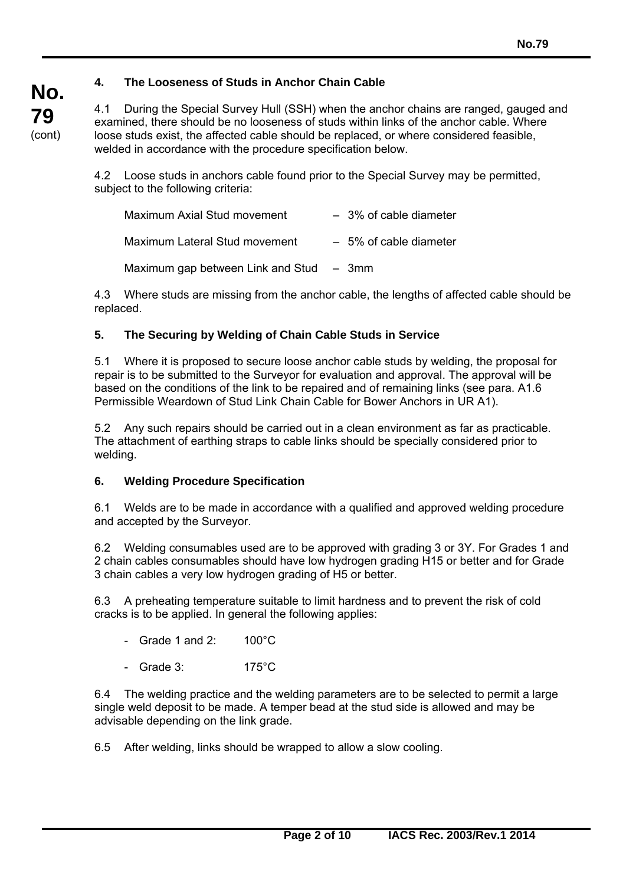## 4. The Looseness of Studs in Anchor Chain Cable

4.1 During the Special Survey Hull (SSH) when the anchor chains are ranged, gauged and examined, there should be no looseness of studs within links of the anchor cable. Where loose studs exist, the affected cable should be replaced, or where considered feasible, welded in accordance with the procedure specification below.

4.2 Loose studs in anchors cable found prior to the Special Survey may be permitted, subject to the following criteria:

| | |
|---|---|
| Maximum Axial Stud movement | – 3% of cable diameter |
| Maximum Lateral Stud movement | – 5% of cable diameter |
| Maximum gap between Link and Stud | – 3mm |

4.3 Where studs are missing from the anchor cable, the lengths of affected cable should be replaced.

## 5. The Securing by Welding of Chain Cable Studs in Service

5.1 Where it is proposed to secure loose anchor cable studs by welding, the proposal for repair is to be submitted to the Surveyor for evaluation and approval. The approval will be based on the conditions of the link to be repaired and of remaining links (see para. A1.6 Permissible Weardown of Stud Link Chain Cable for Bower Anchors in UR A1).

5.2 Any such repairs should be carried out in a clean environment as far as practicable. The attachment of earthing straps to cable links should be specially considered prior to welding.

## 6. Welding Procedure Specification

6.1 Welds are to be made in accordance with a qualified and approved welding procedure and accepted by the Surveyor.

6.2 Welding consumables used are to be approved with grading 3 or 3Y. For Grades 1 and 2 chain cables consumables should have low hydrogen grading H15 or better and for Grade 3 chain cables a very low hydrogen grading of H5 or better.

6.3 A preheating temperature suitable to limit hardness and to prevent the risk of cold cracks is to be applied. In general the following applies:

- Grade 1 and 2: 100°C
- Grade 3: 175°C

6.4 The welding practice and the welding parameters are to be selected to permit a large single weld deposit to be made. A temper bead at the stud side is allowed and may be advisable depending on the link grade.

6.5 After welding, links should be wrapped to allow a slow cooling.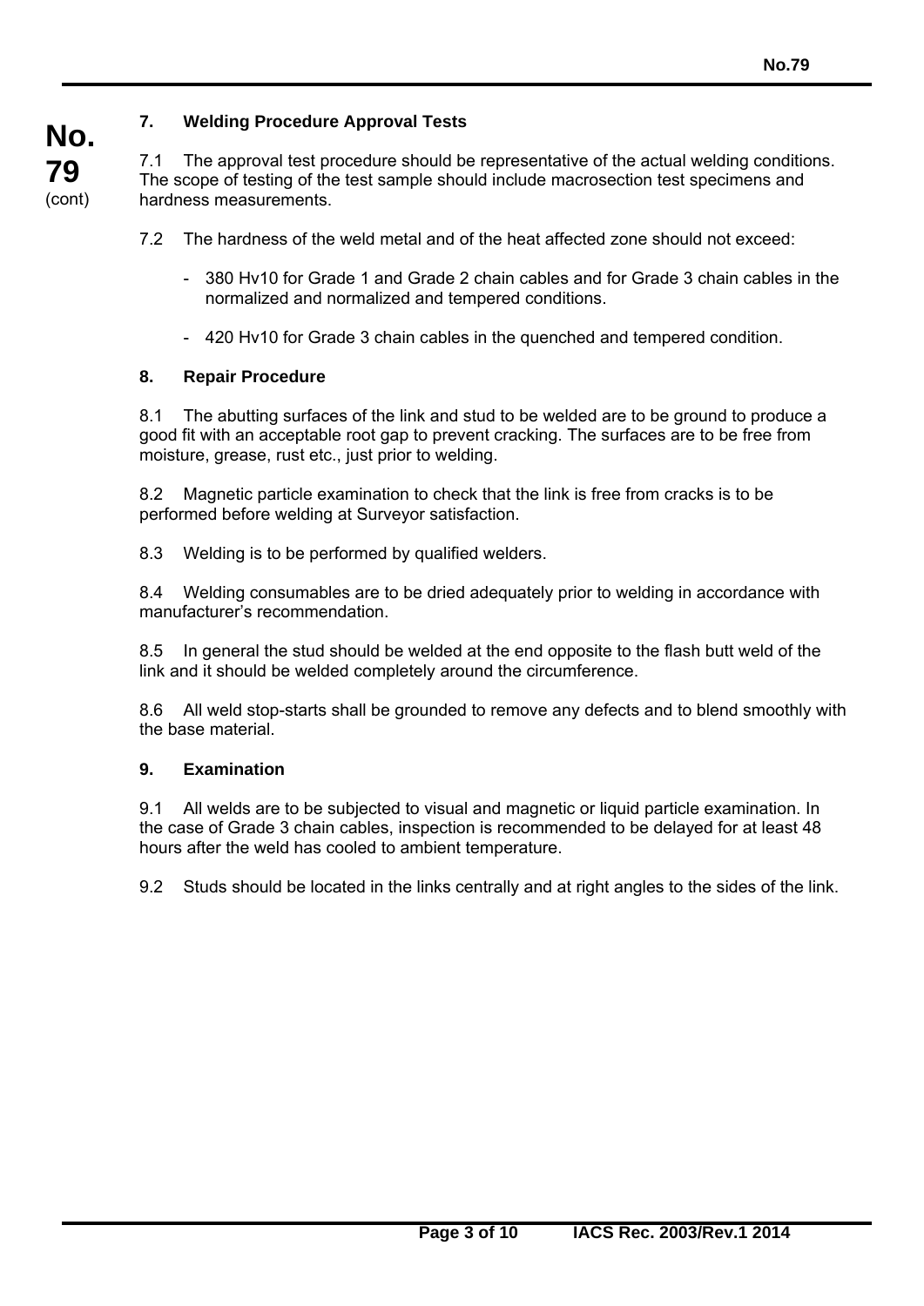## 7. Welding Procedure Approval Tests

7.1 The approval test procedure should be representative of the actual welding conditions. The scope of testing of the test sample should include macrosection test specimens and hardness measurements.

7.2 The hardness of the weld metal and of the heat affected zone should not exceed:

- 380 Hv10 for Grade 1 and Grade 2 chain cables and for Grade 3 chain cables in the normalized and normalized and tempered conditions.
- 420 Hv10 for Grade 3 chain cables in the quenched and tempered condition.

## 8. Repair Procedure

8.1 The abutting surfaces of the link and stud to be welded are to be ground to produce a good fit with an acceptable root gap to prevent cracking. The surfaces are to be free from moisture, grease, rust etc., just prior to welding.

8.2 Magnetic particle examination to check that the link is free from cracks is to be performed before welding at Surveyor satisfaction.

8.3 Welding is to be performed by qualified welders.

8.4 Welding consumables are to be dried adequately prior to welding in accordance with manufacturer's recommendation.

8.5 In general the stud should be welded at the end opposite to the flash butt weld of the link and it should be welded completely around the circumference.

8.6 All weld stop-starts shall be grounded to remove any defects and to blend smoothly with the base material.

## 9. Examination

9.1 All welds are to be subjected to visual and magnetic or liquid particle examination. In the case of Grade 3 chain cables, inspection is recommended to be delayed for at least 48 hours after the weld has cooled to ambient temperature.

9.2 Studs should be located in the links centrally and at right angles to the sides of the link.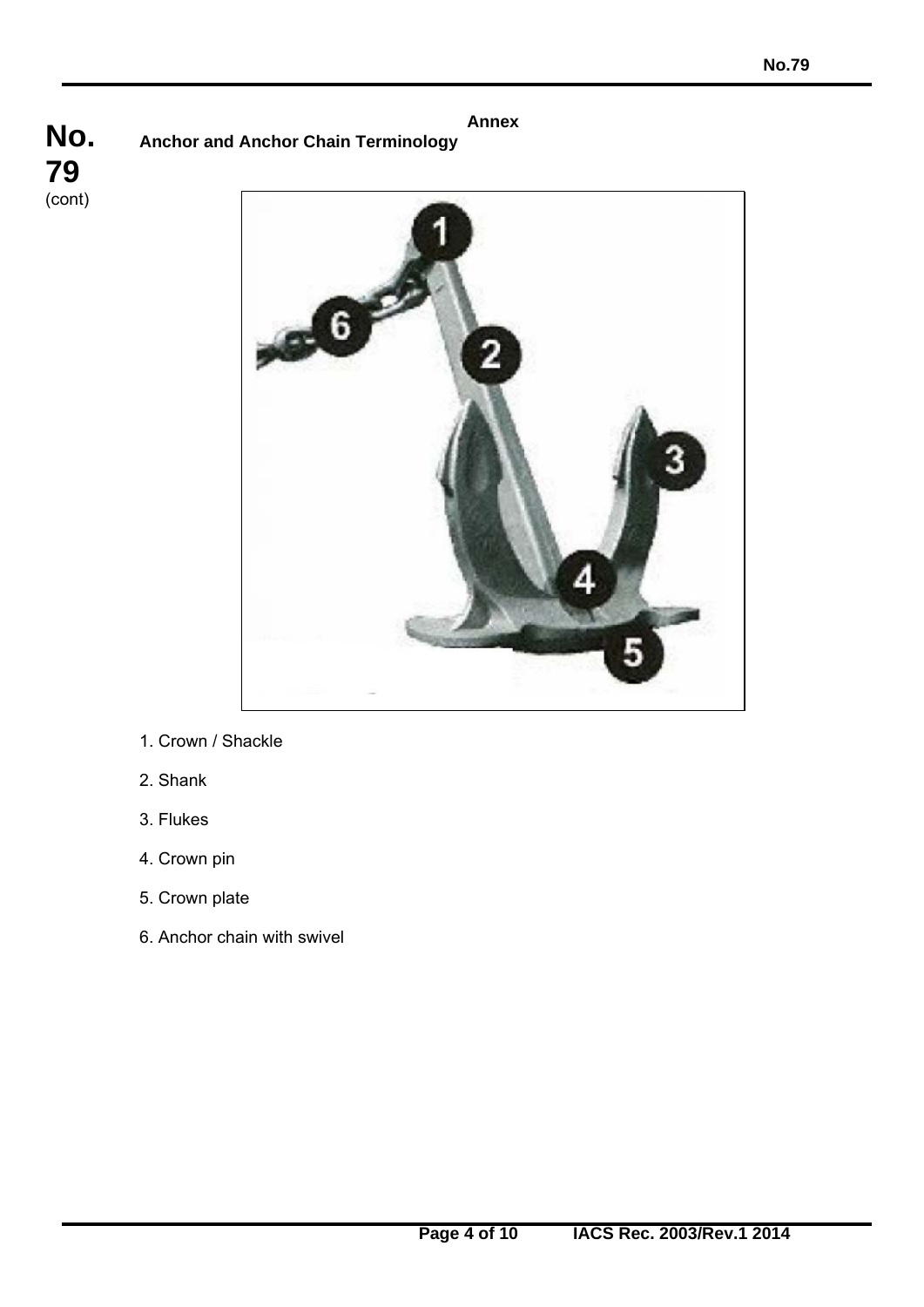## Annex

### Anchor and Anchor Chain Terminology

1. Crown / Shackle
2. Shank
3. Flukes
4. Crown pin
5. Crown plate
6. Anchor chain with swivel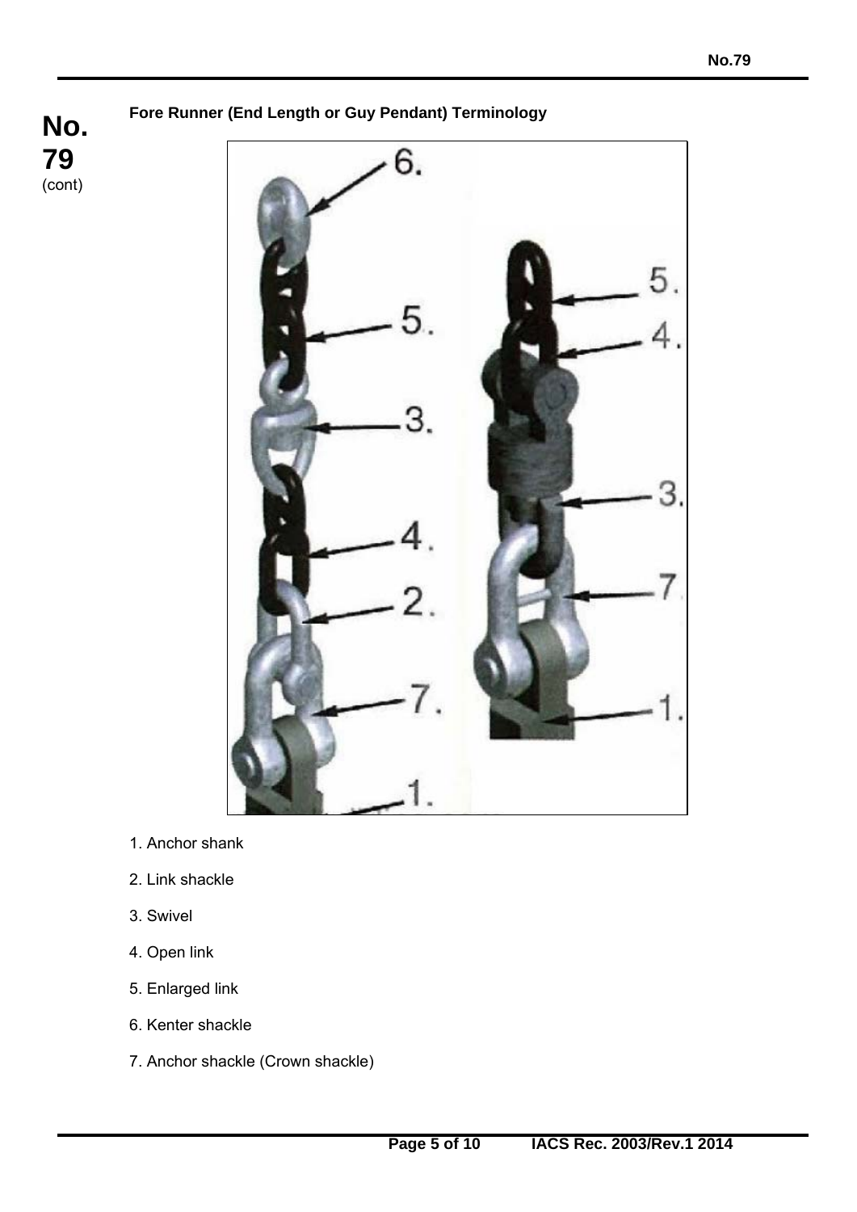**Fore Runner (End Length or Guy Pendant) Terminology**

1. Anchor shank
2. Link shackle
3. Swivel
4. Open link
5. Enlarged link
6. Kenter shackle
7. Anchor shackle (Crown shackle)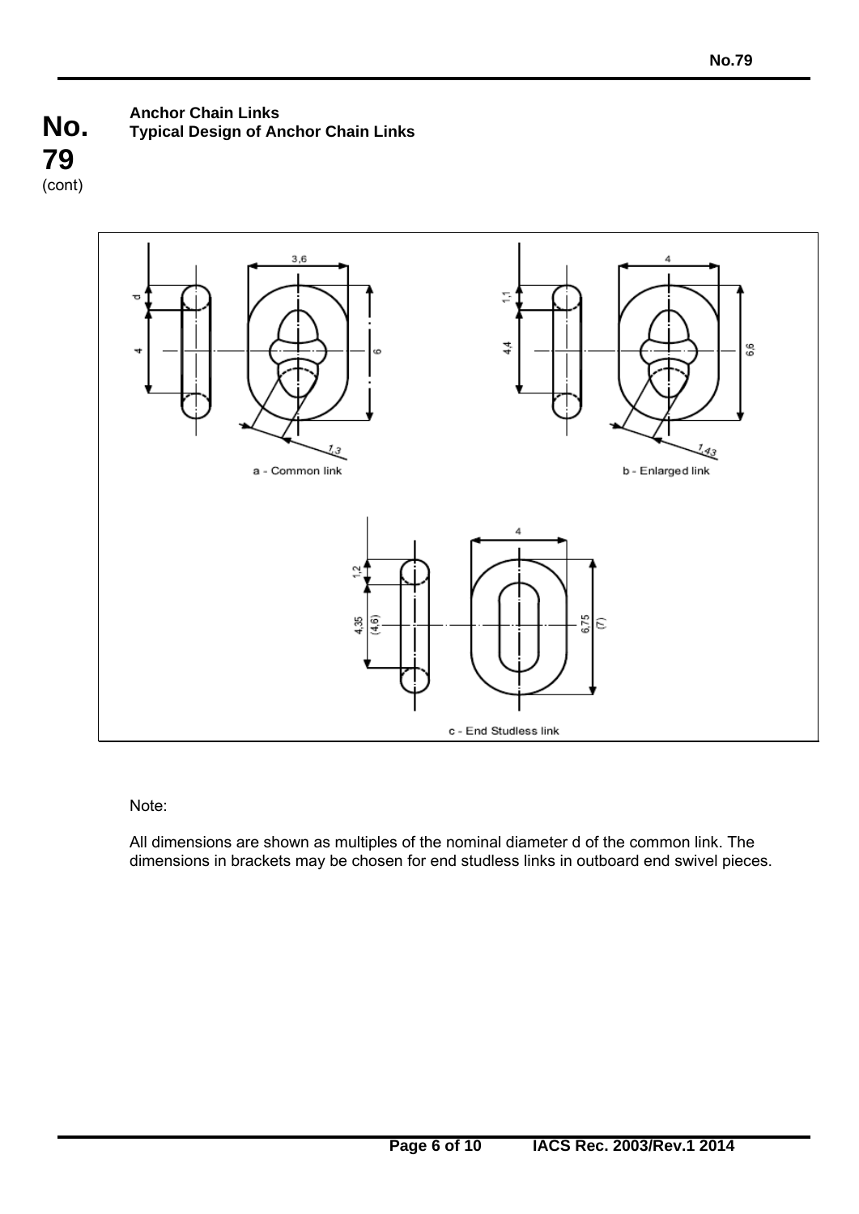**Anchor Chain Links**
**Typical Design of Anchor Chain Links**

a - Common link

b - Enlarged link

c - End Studless link

Note:

All dimensions are shown as multiples of the nominal diameter d of the common link. The dimensions in brackets may be chosen for end studless links in outboard end swivel pieces.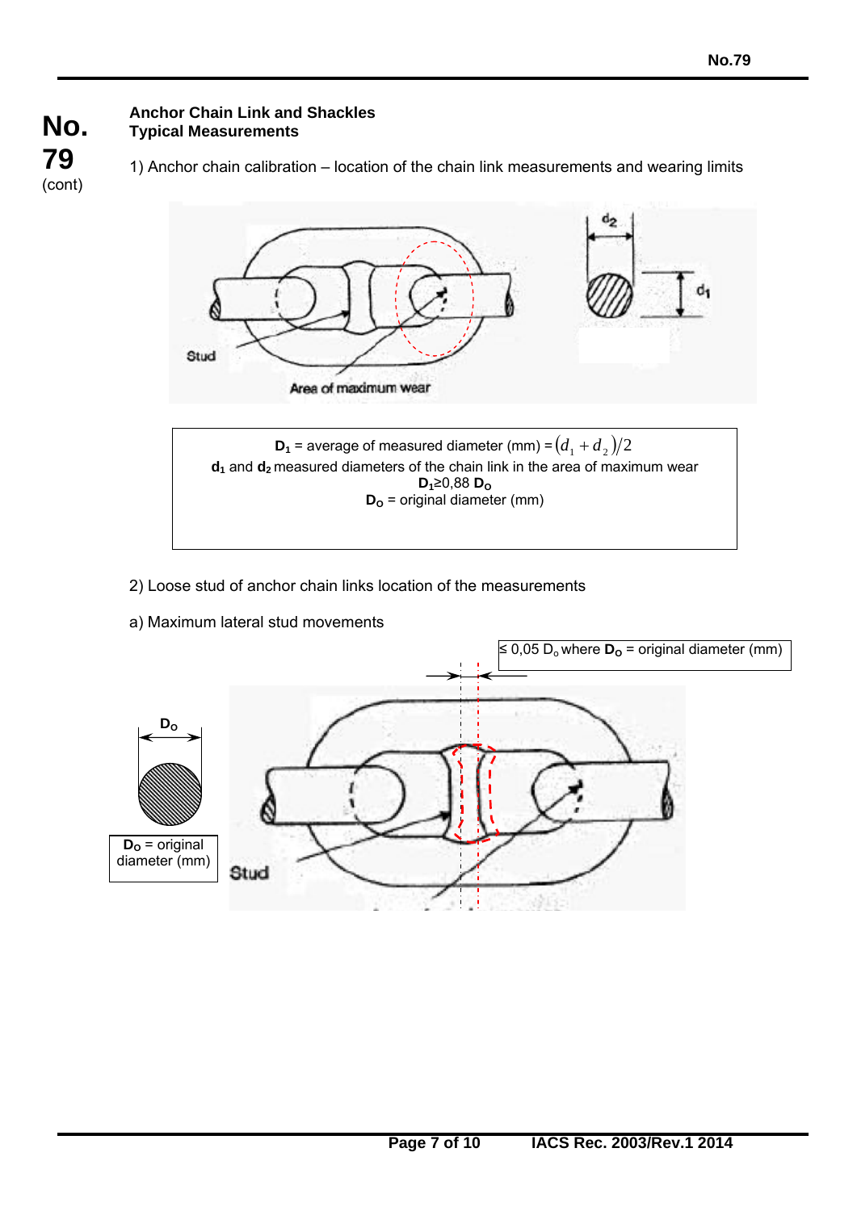**Anchor Chain Link and Shackles**
**Typical Measurements**

1) Anchor chain calibration – location of the chain link measurements and wearing limits

Stud

Area of maximum wear

$d_2$

$d_1$

**$D_1$** = average of measured diameter (mm) = $(d_1 + d_2)/2$
**$d_1$** and **$d_2$** measured diameters of the chain link in the area of maximum wear
**$D_1 \geq 0{,}88$ $D_O$**
**$D_O$** = original diameter (mm)

2) Loose stud of anchor chain links location of the measurements

a) Maximum lateral stud movements

$\leq 0{,}05$ $D_o$ where **$D_O$** = original diameter (mm)

**$D_O$**

**$D_O$** = original diameter (mm)

Stud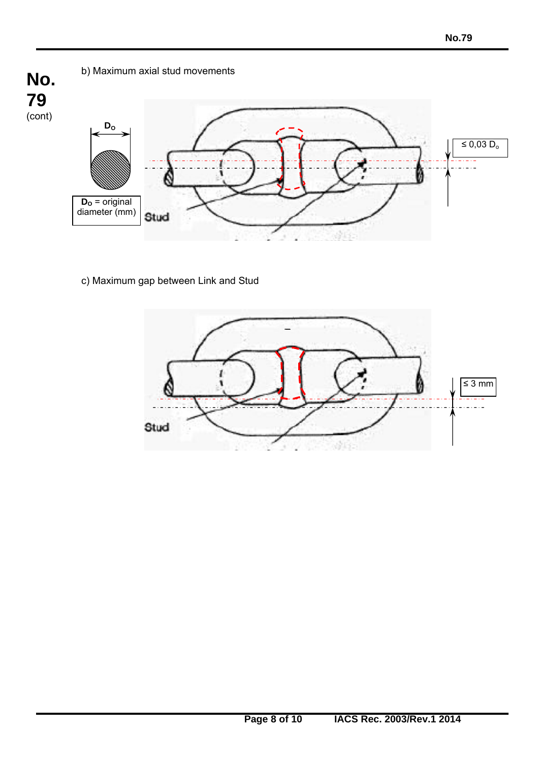No. 79 (cont)

b) Maximum axial stud movements

$D_O$

$D_O$ = original diameter (mm)

Stud

$\leq 0{,}03\ D_o$

c) Maximum gap between Link and Stud

Stud

$\leq 3$ mm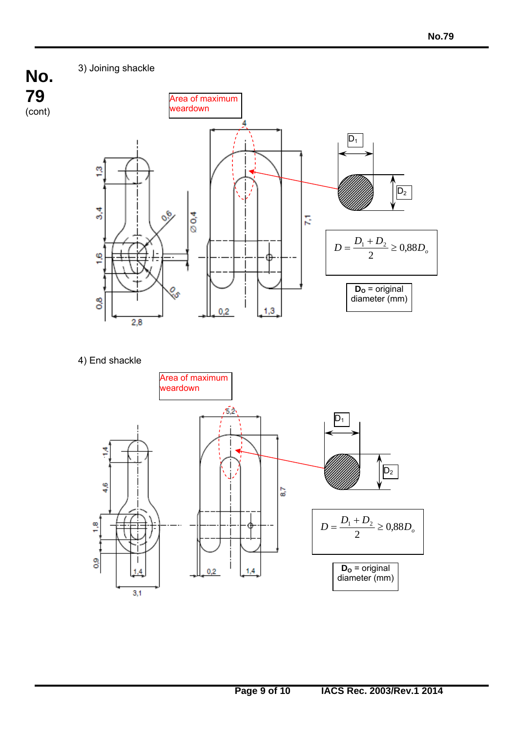**No. 79** (cont)

3) Joining shackle

Area of maximum weardown

$D_1$

$D_2$

$$D = \frac{D_1 + D_2}{2} \geq 0{,}88 D_o$$

$\mathbf{D_O}$ = original diameter (mm)

4) End shackle

Area of maximum weardown

$D_1$

$D_2$

$$D = \frac{D_1 + D_2}{2} \geq 0{,}88 D_o$$

$\mathbf{D_O}$ = original diameter (mm)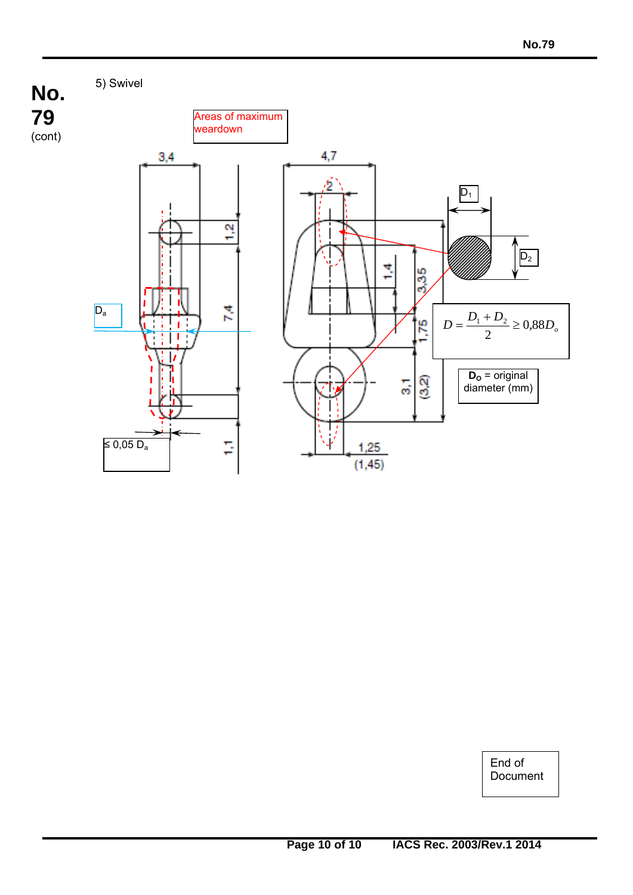No. 79 (cont)

5) Swivel

Areas of maximum weardown

3,4

4,7

2

1,2

7,4

1,1

1,4

3,35

1,75

3,1

(3,2)

1,25

(1,45)

$D_a$

$\leq 0{,}05\ D_a$

$D_1$

$D_2$

$$D = \frac{D_1 + D_2}{2} \geq 0{,}88 D_o$$

**$D_O$** = original diameter (mm)

End of Document